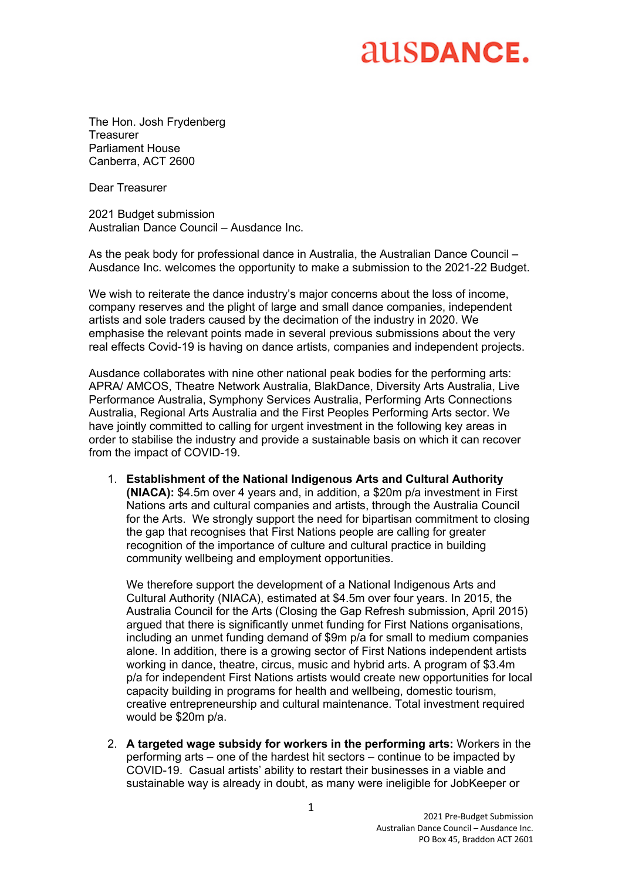**ausDANCE.**

The Hon. Josh Frydenberg
Treasurer
Parliament House
Canberra, ACT 2600

Dear Treasurer

2021 Budget submission
Australian Dance Council – Ausdance Inc.

As the peak body for professional dance in Australia, the Australian Dance Council – Ausdance Inc. welcomes the opportunity to make a submission to the 2021-22 Budget.

We wish to reiterate the dance industry's major concerns about the loss of income, company reserves and the plight of large and small dance companies, independent artists and sole traders caused by the decimation of the industry in 2020. We emphasise the relevant points made in several previous submissions about the very real effects Covid-19 is having on dance artists, companies and independent projects.

Ausdance collaborates with nine other national peak bodies for the performing arts: APRA/ AMCOS, Theatre Network Australia, BlakDance, Diversity Arts Australia, Live Performance Australia, Symphony Services Australia, Performing Arts Connections Australia, Regional Arts Australia and the First Peoples Performing Arts sector. We have jointly committed to calling for urgent investment in the following key areas in order to stabilise the industry and provide a sustainable basis on which it can recover from the impact of COVID-19.

1. **Establishment of the National Indigenous Arts and Cultural Authority (NIACA):** $4.5m over 4 years and, in addition, a $20m p/a investment in First Nations arts and cultural companies and artists, through the Australia Council for the Arts. We strongly support the need for bipartisan commitment to closing the gap that recognises that First Nations people are calling for greater recognition of the importance of culture and cultural practice in building community wellbeing and employment opportunities.

   We therefore support the development of a National Indigenous Arts and Cultural Authority (NIACA), estimated at $4.5m over four years. In 2015, the Australia Council for the Arts (Closing the Gap Refresh submission, April 2015) argued that there is significantly unmet funding for First Nations organisations, including an unmet funding demand of $9m p/a for small to medium companies alone. In addition, there is a growing sector of First Nations independent artists working in dance, theatre, circus, music and hybrid arts. A program of $3.4m p/a for independent First Nations artists would create new opportunities for local capacity building in programs for health and wellbeing, domestic tourism, creative entrepreneurship and cultural maintenance. Total investment required would be $20m p/a.

2. **A targeted wage subsidy for workers in the performing arts:** Workers in the performing arts – one of the hardest hit sectors – continue to be impacted by COVID-19. Casual artists' ability to restart their businesses in a viable and sustainable way is already in doubt, as many were ineligible for JobKeeper or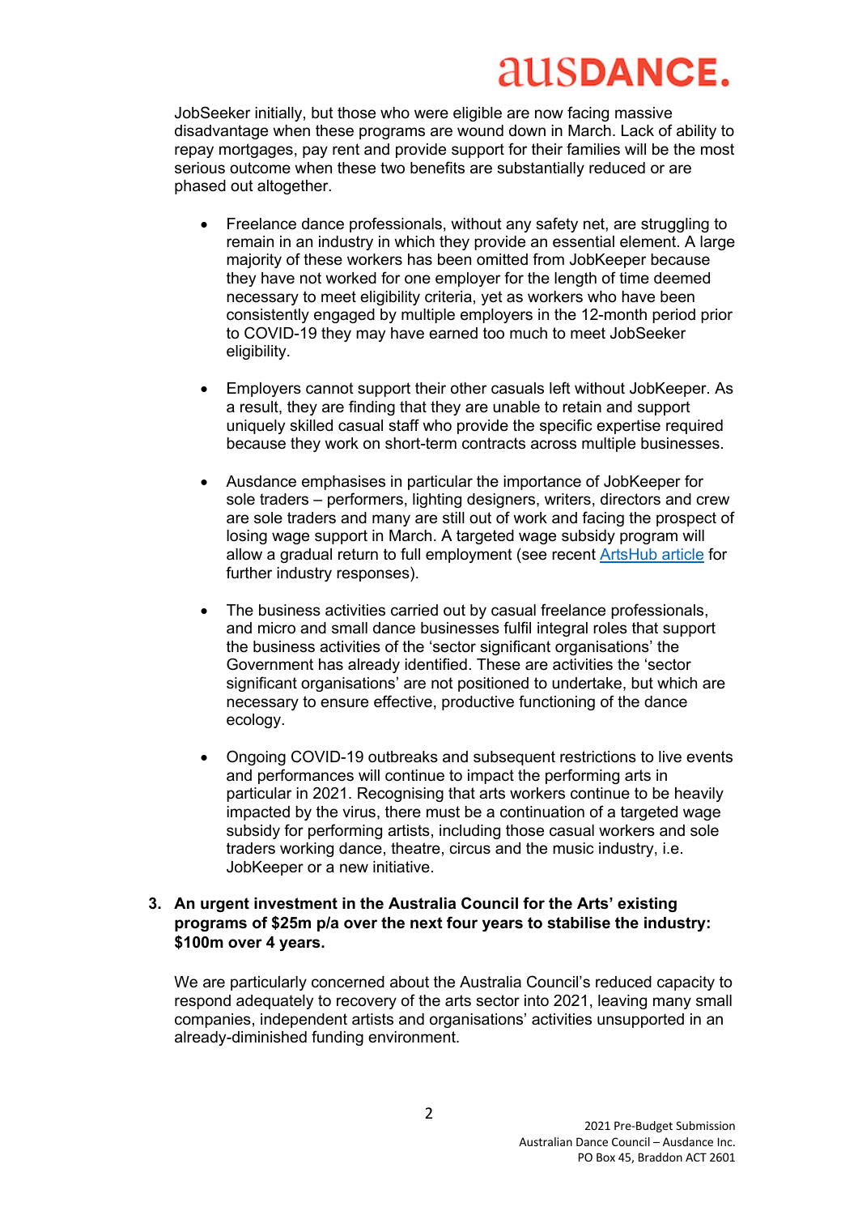JobSeeker initially, but those who were eligible are now facing massive disadvantage when these programs are wound down in March. Lack of ability to repay mortgages, pay rent and provide support for their families will be the most serious outcome when these two benefits are substantially reduced or are phased out altogether.

- Freelance dance professionals, without any safety net, are struggling to remain in an industry in which they provide an essential element. A large majority of these workers has been omitted from JobKeeper because they have not worked for one employer for the length of time deemed necessary to meet eligibility criteria, yet as workers who have been consistently engaged by multiple employers in the 12-month period prior to COVID-19 they may have earned too much to meet JobSeeker eligibility.

- Employers cannot support their other casuals left without JobKeeper. As a result, they are finding that they are unable to retain and support uniquely skilled casual staff who provide the specific expertise required because they work on short-term contracts across multiple businesses.

- Ausdance emphasises in particular the importance of JobKeeper for sole traders – performers, lighting designers, writers, directors and crew are sole traders and many are still out of work and facing the prospect of losing wage support in March. A targeted wage subsidy program will allow a gradual return to full employment (see recent ArtsHub article for further industry responses).

- The business activities carried out by casual freelance professionals, and micro and small dance businesses fulfil integral roles that support the business activities of the 'sector significant organisations' the Government has already identified. These are activities the 'sector significant organisations' are not positioned to undertake, but which are necessary to ensure effective, productive functioning of the dance ecology.

- Ongoing COVID-19 outbreaks and subsequent restrictions to live events and performances will continue to impact the performing arts in particular in 2021. Recognising that arts workers continue to be heavily impacted by the virus, there must be a continuation of a targeted wage subsidy for performing artists, including those casual workers and sole traders working dance, theatre, circus and the music industry, i.e. JobKeeper or a new initiative.

**3. An urgent investment in the Australia Council for the Arts' existing programs of $25m p/a over the next four years to stabilise the industry: $100m over 4 years.**

We are particularly concerned about the Australia Council's reduced capacity to respond adequately to recovery of the arts sector into 2021, leaving many small companies, independent artists and organisations' activities unsupported in an already-diminished funding environment.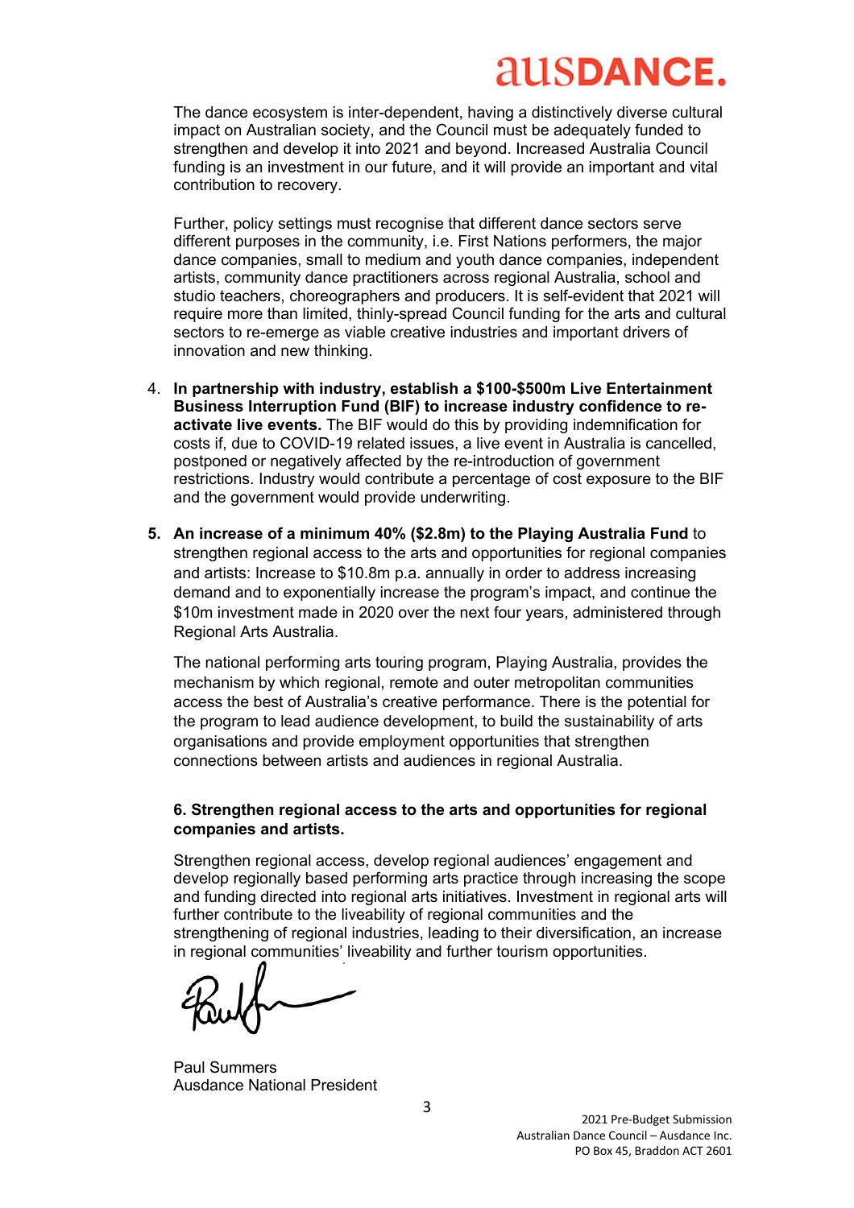The dance ecosystem is inter-dependent, having a distinctively diverse cultural impact on Australian society, and the Council must be adequately funded to strengthen and develop it into 2021 and beyond. Increased Australia Council funding is an investment in our future, and it will provide an important and vital contribution to recovery.

Further, policy settings must recognise that different dance sectors serve different purposes in the community, i.e. First Nations performers, the major dance companies, small to medium and youth dance companies, independent artists, community dance practitioners across regional Australia, school and studio teachers, choreographers and producers. It is self-evident that 2021 will require more than limited, thinly-spread Council funding for the arts and cultural sectors to re-emerge as viable creative industries and important drivers of innovation and new thinking.

4. **In partnership with industry, establish a $100-$500m Live Entertainment Business Interruption Fund (BIF) to increase industry confidence to re-activate live events.** The BIF would do this by providing indemnification for costs if, due to COVID-19 related issues, a live event in Australia is cancelled, postponed or negatively affected by the re-introduction of government restrictions. Industry would contribute a percentage of cost exposure to the BIF and the government would provide underwriting.

5. **An increase of a minimum 40% ($2.8m) to the Playing Australia Fund** to strengthen regional access to the arts and opportunities for regional companies and artists: Increase to $10.8m p.a. annually in order to address increasing demand and to exponentially increase the program's impact, and continue the $10m investment made in 2020 over the next four years, administered through Regional Arts Australia.

   The national performing arts touring program, Playing Australia, provides the mechanism by which regional, remote and outer metropolitan communities access the best of Australia's creative performance. There is the potential for the program to lead audience development, to build the sustainability of arts organisations and provide employment opportunities that strengthen connections between artists and audiences in regional Australia.

**6. Strengthen regional access to the arts and opportunities for regional companies and artists.**

Strengthen regional access, develop regional audiences' engagement and develop regionally based performing arts practice through increasing the scope and funding directed into regional arts initiatives. Investment in regional arts will further contribute to the liveability of regional communities and the strengthening of regional industries, leading to their diversification, an increase in regional communities' liveability and further tourism opportunities.

Paul Summers
Ausdance National President